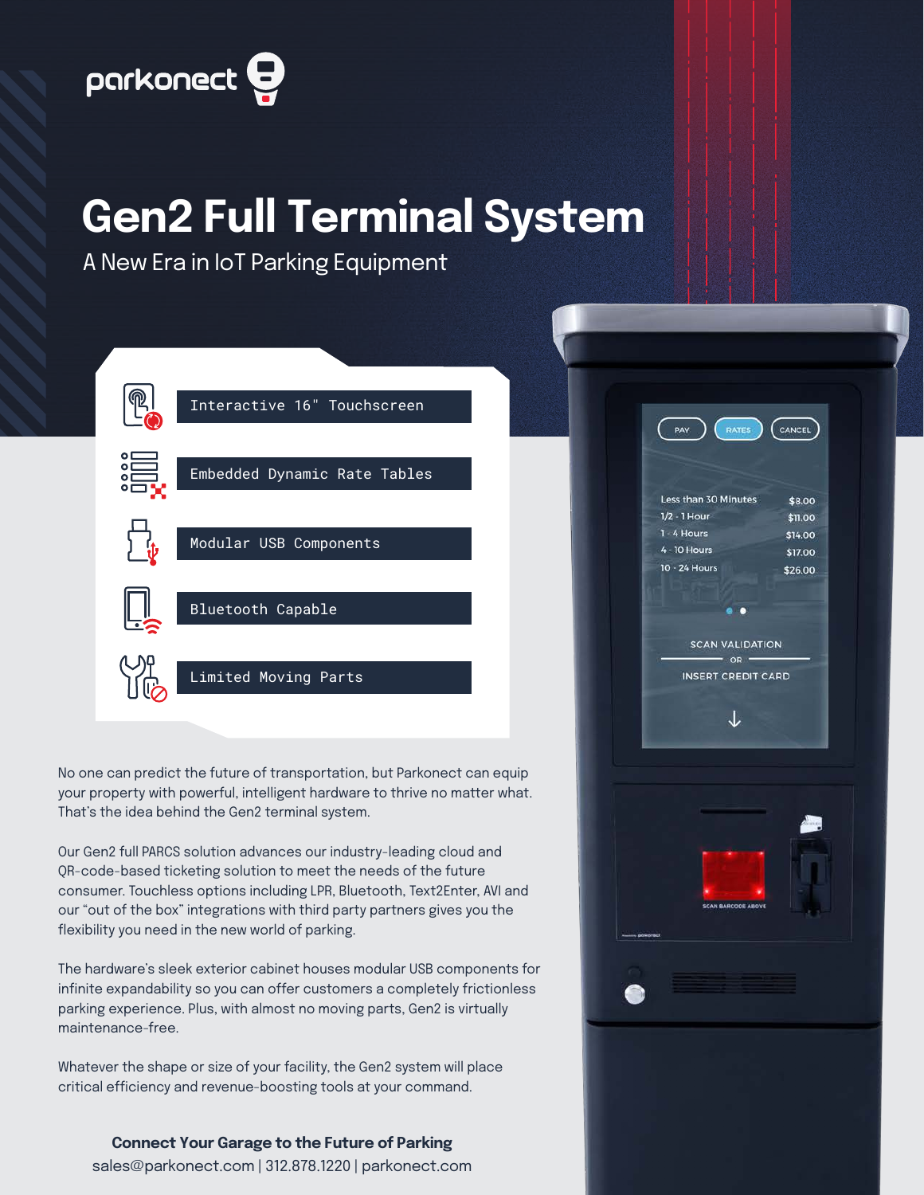parkonect

# Gen2 Full Terminal System

## A New Era in IoT Parking Equipment

- Interactive 16" Touchscreen
- Embedded Dynamic Rate Tables
- Modular USB Components
- Bluetooth Capable
- Limited Moving Parts

No one can predict the future of transportation, but Parkonect can equip your property with powerful, intelligent hardware to thrive no matter what. That's the idea behind the Gen2 terminal system.

Our Gen2 full PARCS solution advances our industry-leading cloud and QR-code-based ticketing solution to meet the needs of the future consumer. Touchless options including LPR, Bluetooth, Text2Enter, AVI and our "out of the box" integrations with third party partners gives you the flexibility you need in the new world of parking.

The hardware's sleek exterior cabinet houses modular USB components for infinite expandability so you can offer customers a completely frictionless parking experience. Plus, with almost no moving parts, Gen2 is virtually maintenance-free.

Whatever the shape or size of your facility, the Gen2 system will place critical efficiency and revenue-boosting tools at your command.

**Connect Your Garage to the Future of Parking**

sales@parkonect.com | 312.878.1220 | parkonect.com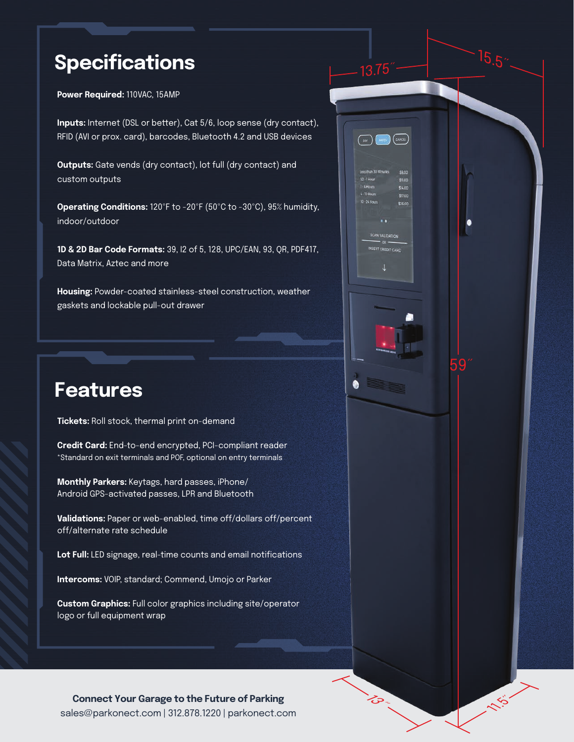## Specifications

**Power Required:** 110VAC, 15AMP

**Inputs:** Internet (DSL or better), Cat 5/6, loop sense (dry contact), RFID (AVI or prox. card), barcodes, Bluetooth 4.2 and USB devices

**Outputs:** Gate vends (dry contact), lot full (dry contact) and custom outputs

**Operating Conditions:** 120°F to -20°F (50°C to -30°C), 95% humidity, indoor/outdoor

**1D & 2D Bar Code Formats:** 39, I2 of 5, 128, UPC/EAN, 93, QR, PDF417, Data Matrix, Aztec and more

**Housing:** Powder-coated stainless-steel construction, weather gaskets and lockable pull-out drawer

## Features

**Tickets:** Roll stock, thermal print on-demand

**Credit Card:** End-to-end encrypted, PCI-compliant reader
*Standard on exit terminals and POF, optional on entry terminals

**Monthly Parkers:** Keytags, hard passes, iPhone/Android GPS-activated passes, LPR and Bluetooth

**Validations:** Paper or web-enabled, time off/dollars off/percent off/alternate rate schedule

**Lot Full:** LED signage, real-time counts and email notifications

**Intercoms:** VOIP, standard; Commend, Umojo or Parker

**Custom Graphics:** Full color graphics including site/operator logo or full equipment wrap

13.75″

15.5″

59″

13″

11.5″

**Connect Your Garage to the Future of Parking**
sales@parkonect.com | 312.878.1220 | parkonect.com